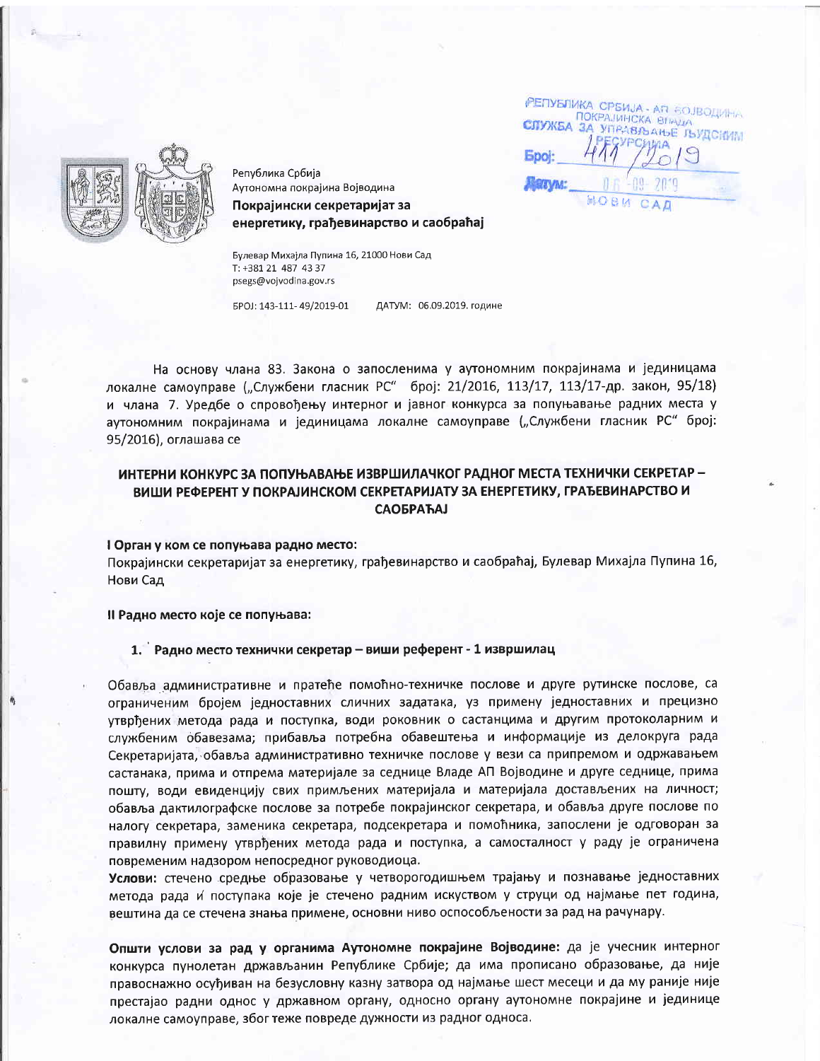Република Србија
Аутономна покрајина Војводина
**Покрајински секретаријат за енергетику, грађевинарство и саобраћај**

Булевар Михајла Пупина 16, 21000 Нови Сад
Т: +381 21 487 43 37
psegs@vojvodina.gov.rs

БРОЈ: 143-111- 49/2019-01 ДАТУМ: 06.09.2019. године

РЕПУБЛИКА СРБИЈА - АП ВОЈВОДИНА
ПОКРАЈИНСКА ВЛАДА
СЛУЖБА ЗА УПРАВЉАЊЕ ЉУДСКИМ РЕСУРСИМА
Број: 411/2019
Датум: 06-09-2019
НОВИ САД

На основу члана 83. Закона о запосленима у аутономним покрајинама и јединицама локалне самоуправе („Службени гласник РС" број: 21/2016, 113/17, 113/17-др. закон, 95/18) и члана 7. Уредбе о спровођењу интерног и јавног конкурса за попуњавање радних места у аутономним покрајинама и јединицама локалне самоуправе („Службени гласник РС" број: 95/2016), оглашава се

## ИНТЕРНИ КОНКУРС ЗА ПОПУЊАВАЊЕ ИЗВРШИЛАЧКОГ РАДНОГ МЕСТА ТЕХНИЧКИ СЕКРЕТАР – ВИШИ РЕФЕРЕНТ У ПОКРАЈИНСКОМ СЕКРЕТАРИЈАТУ ЗА ЕНЕРГЕТИКУ, ГРАЂЕВИНАРСТВО И САОБРАЋАЈ

**I Орган у ком се попуњава радно место:**

Покрајински секретаријат за енергетику, грађевинарство и саобраћај, Булевар Михајла Пупина 16, Нови Сад

**II Радно место које се попуњава:**

**1. Радно место технички секретар – виши референт - 1 извршилац**

Обавља административне и пратеће помоћно-техничке послове и друге рутинске послове, са ограниченим бројем једноставних сличних задатака, уз примену једноставних и прецизно утврђених метода рада и поступка, води роковник о састанцима и другим протоколарним и службеним обавезама; прибавља потребна обавештења и информације из делокруга рада Секретаријата, обавља административно техничке послове у вези са припремом и одржавањем састанака, прима и отпрема материјале за седнице Владе АП Војводине и друге седнице, прима пошту, води евиденцију свих примљених материјала и материјала достављених на личност; обавља дактилографске послове за потребе покрајинског секретара, и обавља друге послове по налогу секретара, заменика секретара, подсекретара и помоћника, запослени је одговоран за правилну примену утврђених метода рада и поступка, а самосталност у раду је ограничена повременим надзором непосредног руководиоца.

**Услови:** стечено средње образовање у четворогодишњем трајању и познавање једноставних метода рада и поступака које је стечено радним искуством у струци од најмање пет година, вештина да се стечена знања примене, основни ниво оспособљености за рад на рачунару.

**Општи услови за рад у органима Аутономне покрајине Војводине:** да је учесник интерног конкурса пунолетан држављанин Републике Србије; да има прописано образовање, да није правоснажно осуђиван на безусловну казну затвора од најмање шест месеци и да му раније није престајао радни однос у државном органу, односно органу аутономне покрајине и јединице локалне самоуправе, због теже повреде дужности из радног односа.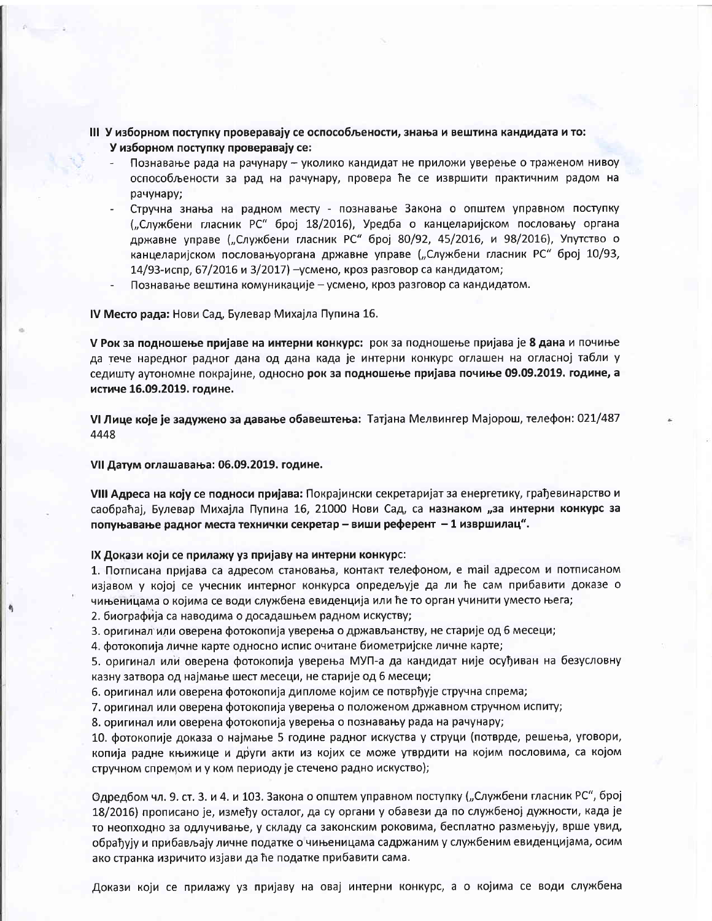**III У изборном поступку проверавају се оспособљености, знања и вештина кандидата и то:**
**У изборном поступку проверавају се:**

- Познавање рада на рачунару – уколико кандидат не приложи уверење о траженом нивоу оспособљености за рад на рачунару, провера ће се извршити практичним радом на рачунару;
- Стручна знања на радном месту - познавање Закона о општем управном поступку („Службени гласник РС" број 18/2016), Уредба о канцеларијском пословању органа државне управе („Службени гласник РС" број 80/92, 45/2016, и 98/2016), Упутство о канцеларијском пословањуоргана државне управе („Службени гласник РС" број 10/93, 14/93-испр, 67/2016 и 3/2017) –усмено, кроз разговор са кандидатом;
- Познавање вештина комуникације – усмено, кроз разговор са кандидатом.

**IV Место рада:** Нови Сад, Булевар Михајла Пупина 16.

**V Рок за подношење пријаве на интерни конкурс:** рок за подношење пријава је **8 дана** и почиње да тече наредног радног дана од дана када је интерни конкурс оглашен на огласној табли у седишту аутономне покрајине, односно **рок за подношење пријава почиње 09.09.2019. године, а истиче 16.09.2019. године.**

**VI Лице које је задужено за давање обавештења:** Татјана Мелвингер Мајорош, телефон: 021/487 4448

**VII Датум оглашавања: 06.09.2019. године.**

**VIII Адреса на коју се подноси пријава:** Покрајински секретаријат за енергетику, грађевинарство и саобраћај, Булевар Михајла Пупина 16, 21000 Нови Сад, са **назнаком „за интерни конкурс за попуњавање радног места технички секретар – виши референт – 1 извршилац".**

**IX Докази који се прилажу уз пријаву на интерни конкурс:**

1. Потписана пријава са адресом становања, контакт телефоном, е mail адресом и потписаном изјавом у којој се учесник интерног конкурса опредељује да ли ће сам прибавити доказе о чињеницама о којима се води службена евиденција или ће то орган учинити уместо њега;
2. биографија са наводима о досадашњем радном искуству;
3. оригинал или оверена фотокопија уверења о држављанству, не старије од 6 месеци;
4. фотокопија личне карте односно испис очитане биометријске личне карте;
5. оригинал или оверена фотокопија уверења МУП-а да кандидат није осуђиван на безусловну казну затвора од најмање шест месеци, не старије од 6 месеци;
6. оригинал или оверена фотокопија дипломе којим се потврђује стручна спрема;
7. оригинал или оверена фотокопија уверења о положеном државном стручном испиту;
8. оригинал или оверена фотокопија уверења о познавању рада на рачунару;

10. фотокопије доказа о најмање 5 године радног искуства у струци (потврде, решења, уговори, копија радне књижице и други акти из којих се може утврдити на којим пословима, са којом стручном спремом и у ком периоду је стечено радно искуство);

Одредбом чл. 9. ст. 3. и 4. и 103. Закона о општем управном поступку („Службени гласник РС", број 18/2016) прописано је, између осталог, да су органи у обавези да по службеној дужности, када је то неопходно за одлучивање, у складу са законским роковима, бесплатно размењују, врше увид, обрађују и прибављају личне податке о чињеницама садржаним у службеним евиденцијама, осим ако странка изричито изјави да ће податке прибавити сама.

Докази који се прилажу уз пријаву на овај интерни конкурс, а о којима се води службена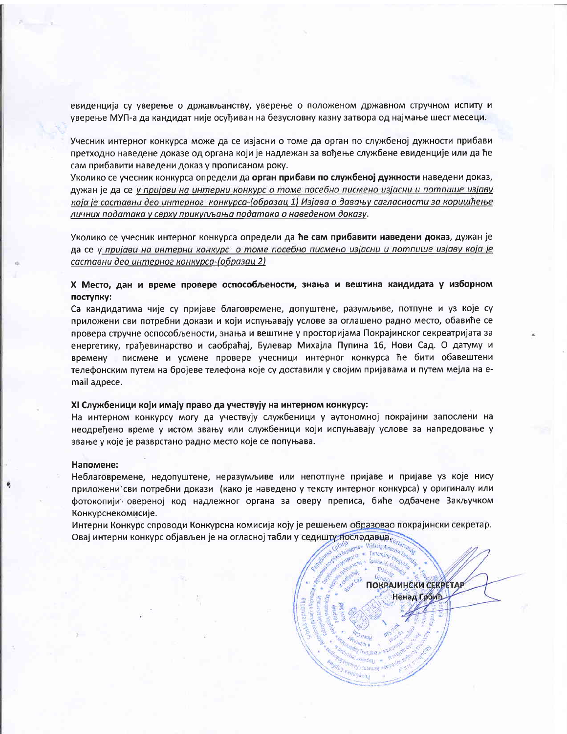евиденција су уверење о држављанству, уверење о положеном државном стручном испиту и уверење МУП-а да кандидат није осуђиван на безусловну казну затвора од најмање шест месеци.

Учесник интерног конкурса може да се изјасни о томе да орган по службеној дужности **прибави** претходно наведене доказе од органа који је надлежан за вођење службене евиденције или да ће сам прибавити наведени доказ у прописаном року.

Уколико се учесник конкурса определи да **орган прибави по службеној дужности** наведени доказ, дужан је да се *у пријави на интерни конкурс о томе посебно писмено изјасни и потпише изјаву која је саставни део интерног конкурса-(образац 1) Изјава о давању сагласности за коришћење личних података у сврху прикупљања података о наведеном доказу*.

Уколико се учесник интерног конкурса определи да **ће сам прибавити наведени доказ**, дужан је да се *у пријави на интерни конкурс о томе посебно писмено изјасни и потпише изјаву која је саставни део интерног конкурса-(образац 2)*

**X Место, дан и време провере оспособљености, знања и вештина кандидата у изборном поступку:**

Са кандидатима чије су пријаве благовремене, допуштене, разумљиве, потпуне и уз које су приложени сви потребни докази и који испуњавају услове за оглашено радно место, обавиће се провера стручне оспособљености, знања и вештине у просторијама Покрајинског секреатријата за енергетику, грађевинарство и саобраћај, Булевар Михајла Пупина 16, Нови Сад. О датуму и времену писмене и усмене провере учесници интерног конкурса ће бити обавештени телефонским путем на бројеве телефона које су доставили у својим пријавама и путем мејла на e-mail адресе.

**XI Службеници који имају право да учествују на интерном конкурсу:**

На интерном конкурсу могу да учествују службеници у аутономној покрајини запослени на неодређено време у истом звању или службеници који испуњавају услове за напредовање у звање у које је разврстано радно место које се попуњава.

**Напомене:**

Неблаговремене, недопуштене, неразумљиве или непотпуне пријаве и пријаве уз које нису приложени сви потребни докази (како је наведено у тексту интерног конкурса) у оригиналу или фотокопији овереној код надлежног органа за оверу преписа, биће одбачене Закључком Конкурснекомисије.

Интерни Конкурс спроводи Конкурсна комисија коју је решењем образовао покрајински секретар.

Овај интерни конкурс објављен је на огласној табли у седишту послодавца.

**ПОКРАЈИНСКИ СЕКРЕТАР**

**Ненад Грбић**